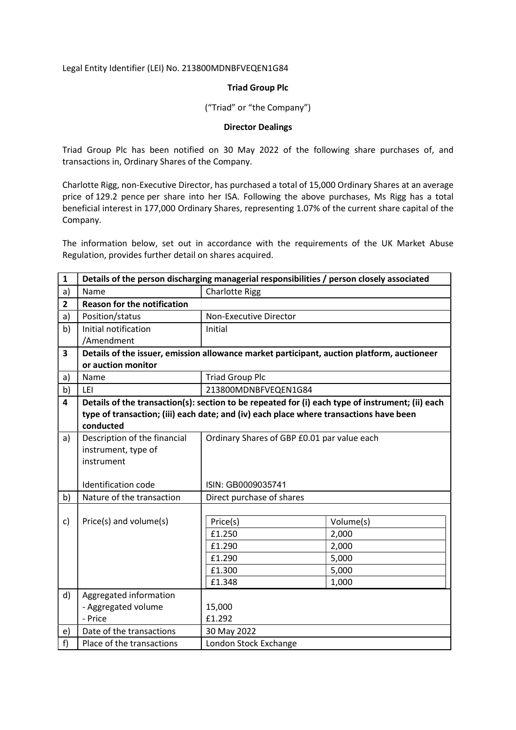Legal Entity Identifier (LEI) No. 213800MDNBFVEQEN1G84

**Triad Group Plc**

("Triad" or "the Company")

**Director Dealings**

Triad Group Plc has been notified on 30 May 2022 of the following share purchases of, and transactions in, Ordinary Shares of the Company.

Charlotte Rigg, non-Executive Director, has purchased a total of 15,000 Ordinary Shares at an average price of 129.2 pence per share into her ISA. Following the above purchases, Ms Rigg has a total beneficial interest in 177,000 Ordinary Shares, representing 1.07% of the current share capital of the Company.

The information below, set out in accordance with the requirements of the UK Market Abuse Regulation, provides further detail on shares acquired.

| | | |
|---|---|---|
| **1** | **Details of the person discharging managerial responsibilities / person closely associated** | |
| a) | Name | Charlotte Rigg |
| **2** | **Reason for the notification** | |
| a) | Position/status | Non-Executive Director |
| b) | Initial notification /Amendment | Initial |
| **3** | **Details of the issuer, emission allowance market participant, auction platform, auctioneer or auction monitor** | |
| a) | Name | Triad Group Plc |
| b) | LEI | 213800MDNBFVEQEN1G84 |
| **4** | **Details of the transaction(s): section to be repeated for (i) each type of instrument; (ii) each type of transaction; (iii) each date; and (iv) each place where transactions have been conducted** | |
| a) | Description of the financial instrument, type of instrument<br><br>Identification code | Ordinary Shares of GBP £0.01 par value each<br><br>ISIN: GB0009035741 |
| b) | Nature of the transaction | Direct purchase of shares |
| c) | Price(s) and volume(s) | Price(s) / Volume(s):<br>£1.250 / 2,000<br>£1.290 / 2,000<br>£1.290 / 5,000<br>£1.300 / 5,000<br>£1.348 / 1,000 |
| d) | Aggregated information<br>- Aggregated volume<br>- Price | <br>15,000<br>£1.292 |
| e) | Date of the transactions | 30 May 2022 |
| f) | Place of the transactions | London Stock Exchange |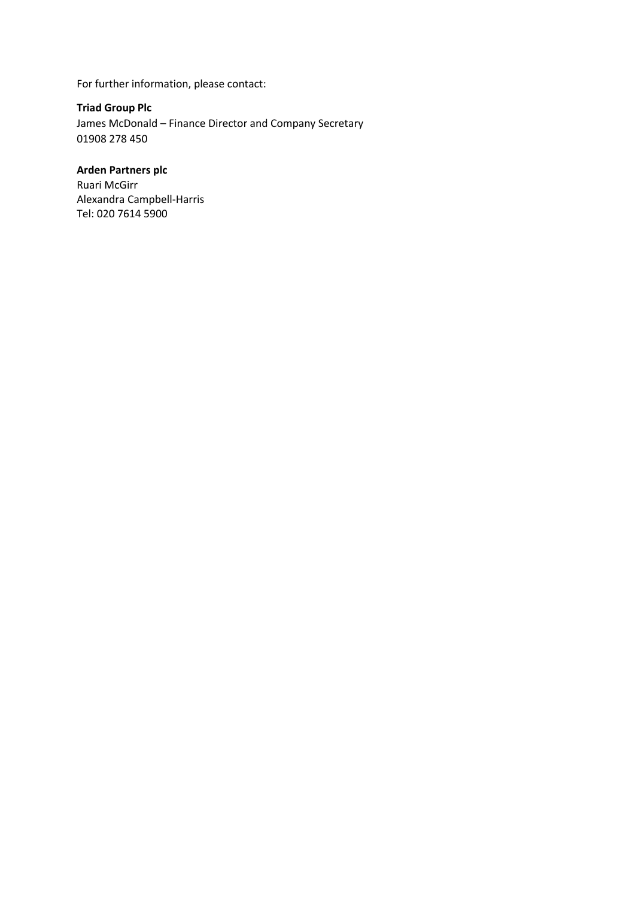For further information, please contact:

**Triad Group Plc**  
James McDonald – Finance Director and Company Secretary  
01908 278 450

**Arden Partners plc**  
Ruari McGirr  
Alexandra Campbell-Harris  
Tel: 020 7614 5900